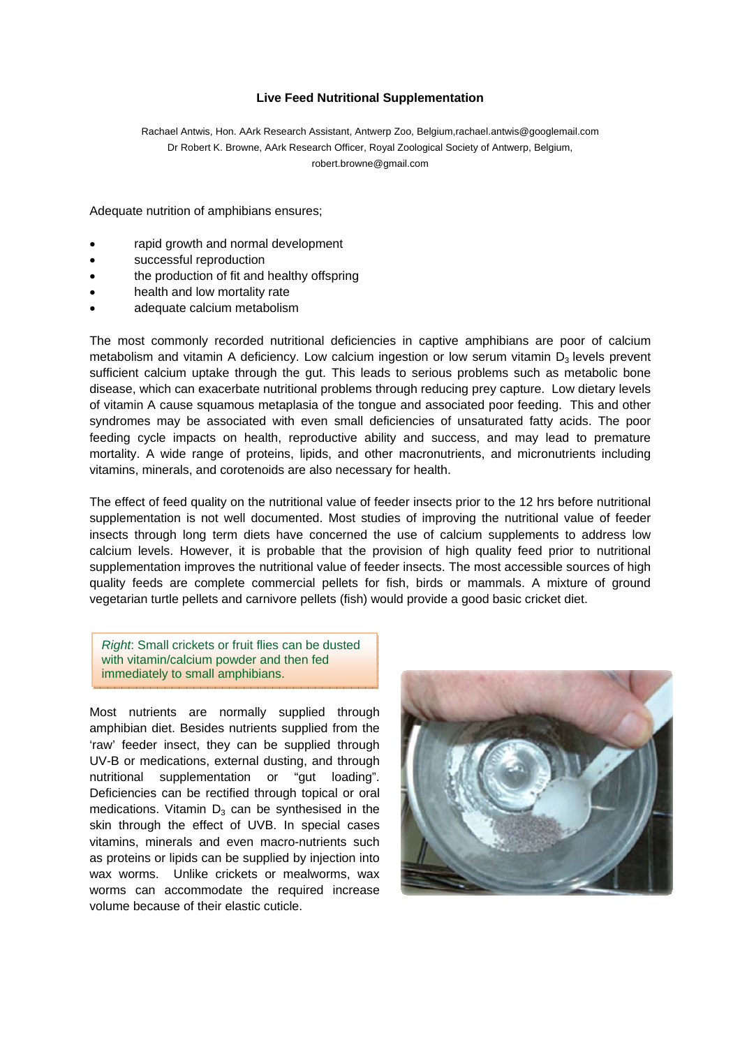# Live Feed Nutritional Supplementation

Rachael Antwis, Hon. AArk Research Assistant, Antwerp Zoo, Belgium,rachael.antwis@googlemail.com
Dr Robert K. Browne, AArk Research Officer, Royal Zoological Society of Antwerp, Belgium, robert.browne@gmail.com

Adequate nutrition of amphibians ensures;

- rapid growth and normal development
- successful reproduction
- the production of fit and healthy offspring
- health and low mortality rate
- adequate calcium metabolism

The most commonly recorded nutritional deficiencies in captive amphibians are poor of calcium metabolism and vitamin A deficiency. Low calcium ingestion or low serum vitamin $D_3$ levels prevent sufficient calcium uptake through the gut. This leads to serious problems such as metabolic bone disease, which can exacerbate nutritional problems through reducing prey capture. Low dietary levels of vitamin A cause squamous metaplasia of the tongue and associated poor feeding. This and other syndromes may be associated with even small deficiencies of unsaturated fatty acids. The poor feeding cycle impacts on health, reproductive ability and success, and may lead to premature mortality. A wide range of proteins, lipids, and other macronutrients, and micronutrients including vitamins, minerals, and corotenoids are also necessary for health.

The effect of feed quality on the nutritional value of feeder insects prior to the 12 hrs before nutritional supplementation is not well documented. Most studies of improving the nutritional value of feeder insects through long term diets have concerned the use of calcium supplements to address low calcium levels. However, it is probable that the provision of high quality feed prior to nutritional supplementation improves the nutritional value of feeder insects. The most accessible sources of high quality feeds are complete commercial pellets for fish, birds or mammals. A mixture of ground vegetarian turtle pellets and carnivore pellets (fish) would provide a good basic cricket diet.

*Right*: Small crickets or fruit flies can be dusted with vitamin/calcium powder and then fed immediately to small amphibians.

Most nutrients are normally supplied through amphibian diet. Besides nutrients supplied from the 'raw' feeder insect, they can be supplied through UV-B or medications, external dusting, and through nutritional supplementation or "gut loading". Deficiencies can be rectified through topical or oral medications. Vitamin $D_3$ can be synthesised in the skin through the effect of UVB. In special cases vitamins, minerals and even macro-nutrients such as proteins or lipids can be supplied by injection into wax worms. Unlike crickets or mealworms, wax worms can accommodate the required increase volume because of their elastic cuticle.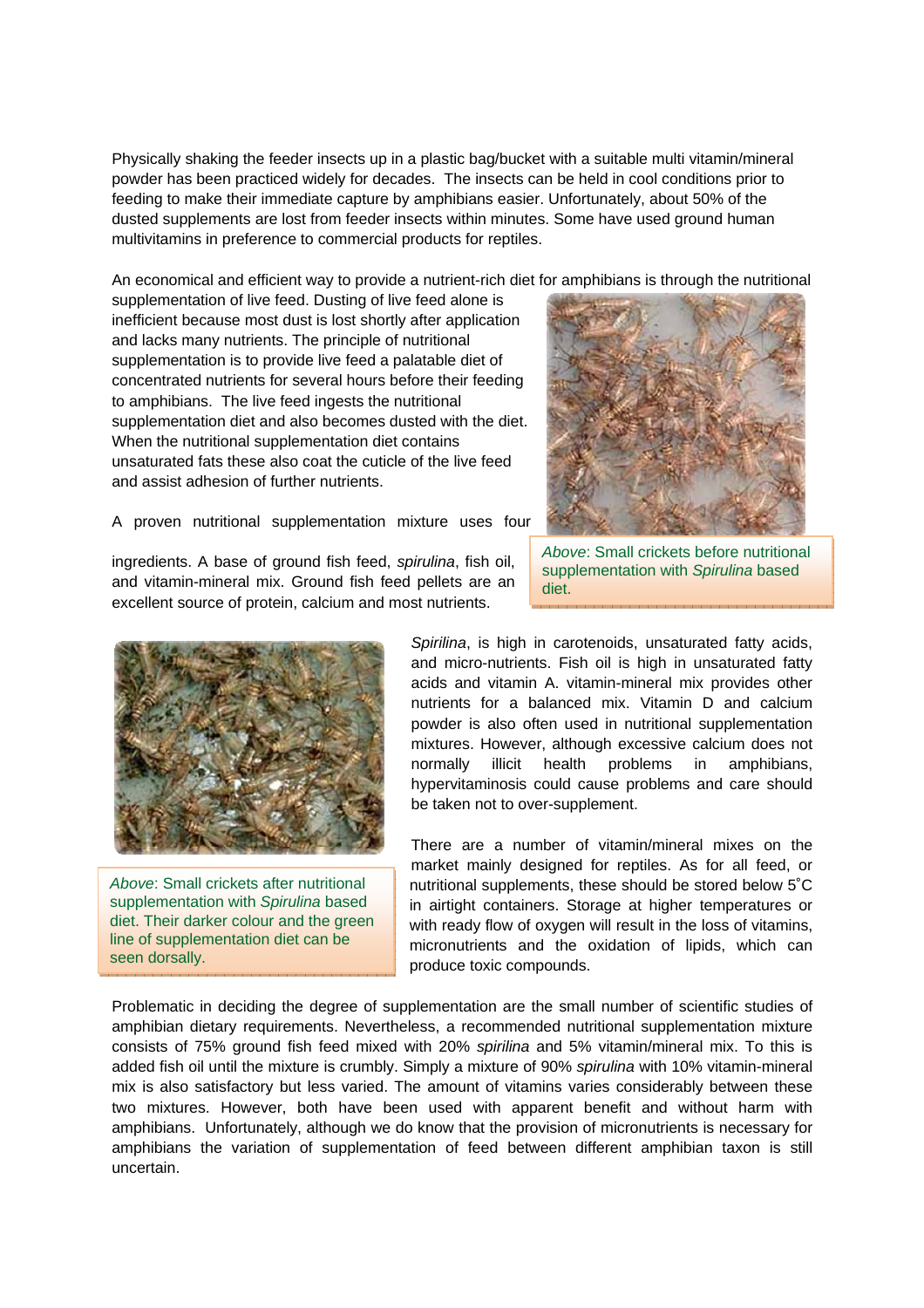Physically shaking the feeder insects up in a plastic bag/bucket with a suitable multi vitamin/mineral powder has been practiced widely for decades. The insects can be held in cool conditions prior to feeding to make their immediate capture by amphibians easier. Unfortunately, about 50% of the dusted supplements are lost from feeder insects within minutes. Some have used ground human multivitamins in preference to commercial products for reptiles.

An economical and efficient way to provide a nutrient-rich diet for amphibians is through the nutritional supplementation of live feed. Dusting of live feed alone is inefficient because most dust is lost shortly after application and lacks many nutrients. The principle of nutritional supplementation is to provide live feed a palatable diet of concentrated nutrients for several hours before their feeding to amphibians. The live feed ingests the nutritional supplementation diet and also becomes dusted with the diet. When the nutritional supplementation diet contains unsaturated fats these also coat the cuticle of the live feed and assist adhesion of further nutrients.

*Above*: Small crickets before nutritional supplementation with *Spirulina* based diet.

A proven nutritional supplementation mixture uses four ingredients. A base of ground fish feed, *spirulina*, fish oil, and vitamin-mineral mix. Ground fish feed pellets are an excellent source of protein, calcium and most nutrients.

*Above*: Small crickets after nutritional supplementation with *Spirulina* based diet. Their darker colour and the green line of supplementation diet can be seen dorsally.

*Spirilina*, is high in carotenoids, unsaturated fatty acids, and micro-nutrients. Fish oil is high in unsaturated fatty acids and vitamin A. vitamin-mineral mix provides other nutrients for a balanced mix. Vitamin D and calcium powder is also often used in nutritional supplementation mixtures. However, although excessive calcium does not normally illicit health problems in amphibians, hypervitaminosis could cause problems and care should be taken not to over-supplement.

There are a number of vitamin/mineral mixes on the market mainly designed for reptiles. As for all feed, or nutritional supplements, these should be stored below 5˚C in airtight containers. Storage at higher temperatures or with ready flow of oxygen will result in the loss of vitamins, micronutrients and the oxidation of lipids, which can produce toxic compounds.

Problematic in deciding the degree of supplementation are the small number of scientific studies of amphibian dietary requirements. Nevertheless, a recommended nutritional supplementation mixture consists of 75% ground fish feed mixed with 20% *spirilina* and 5% vitamin/mineral mix. To this is added fish oil until the mixture is crumbly. Simply a mixture of 90% *spirulina* with 10% vitamin-mineral mix is also satisfactory but less varied. The amount of vitamins varies considerably between these two mixtures. However, both have been used with apparent benefit and without harm with amphibians. Unfortunately, although we do know that the provision of micronutrients is necessary for amphibians the variation of supplementation of feed between different amphibian taxon is still uncertain.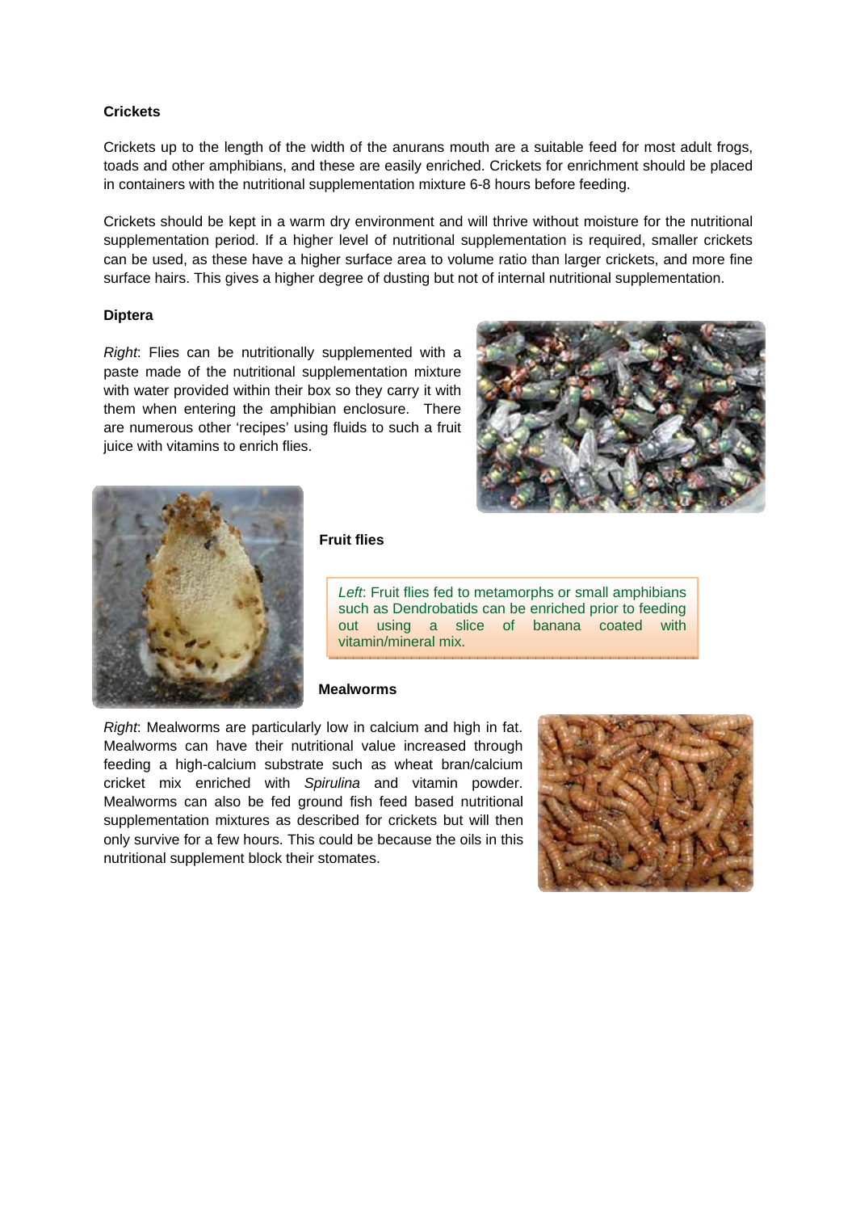**Crickets**

Crickets up to the length of the width of the anurans mouth are a suitable feed for most adult frogs, toads and other amphibians, and these are easily enriched. Crickets for enrichment should be placed in containers with the nutritional supplementation mixture 6-8 hours before feeding.

Crickets should be kept in a warm dry environment and will thrive without moisture for the nutritional supplementation period. If a higher level of nutritional supplementation is required, smaller crickets can be used, as these have a higher surface area to volume ratio than larger crickets, and more fine surface hairs. This gives a higher degree of dusting but not of internal nutritional supplementation.

**Diptera**

*Right*: Flies can be nutritionally supplemented with a paste made of the nutritional supplementation mixture with water provided within their box so they carry it with them when entering the amphibian enclosure. There are numerous other 'recipes' using fluids to such a fruit juice with vitamins to enrich flies.

**Fruit flies**

*Left*: Fruit flies fed to metamorphs or small amphibians such as Dendrobatids can be enriched prior to feeding out using a slice of banana coated with vitamin/mineral mix.

**Mealworms**

*Right*: Mealworms are particularly low in calcium and high in fat. Mealworms can have their nutritional value increased through feeding a high-calcium substrate such as wheat bran/calcium cricket mix enriched with *Spirulina* and vitamin powder. Mealworms can also be fed ground fish feed based nutritional supplementation mixtures as described for crickets but will then only survive for a few hours. This could be because the oils in this nutritional supplement block their stomates.